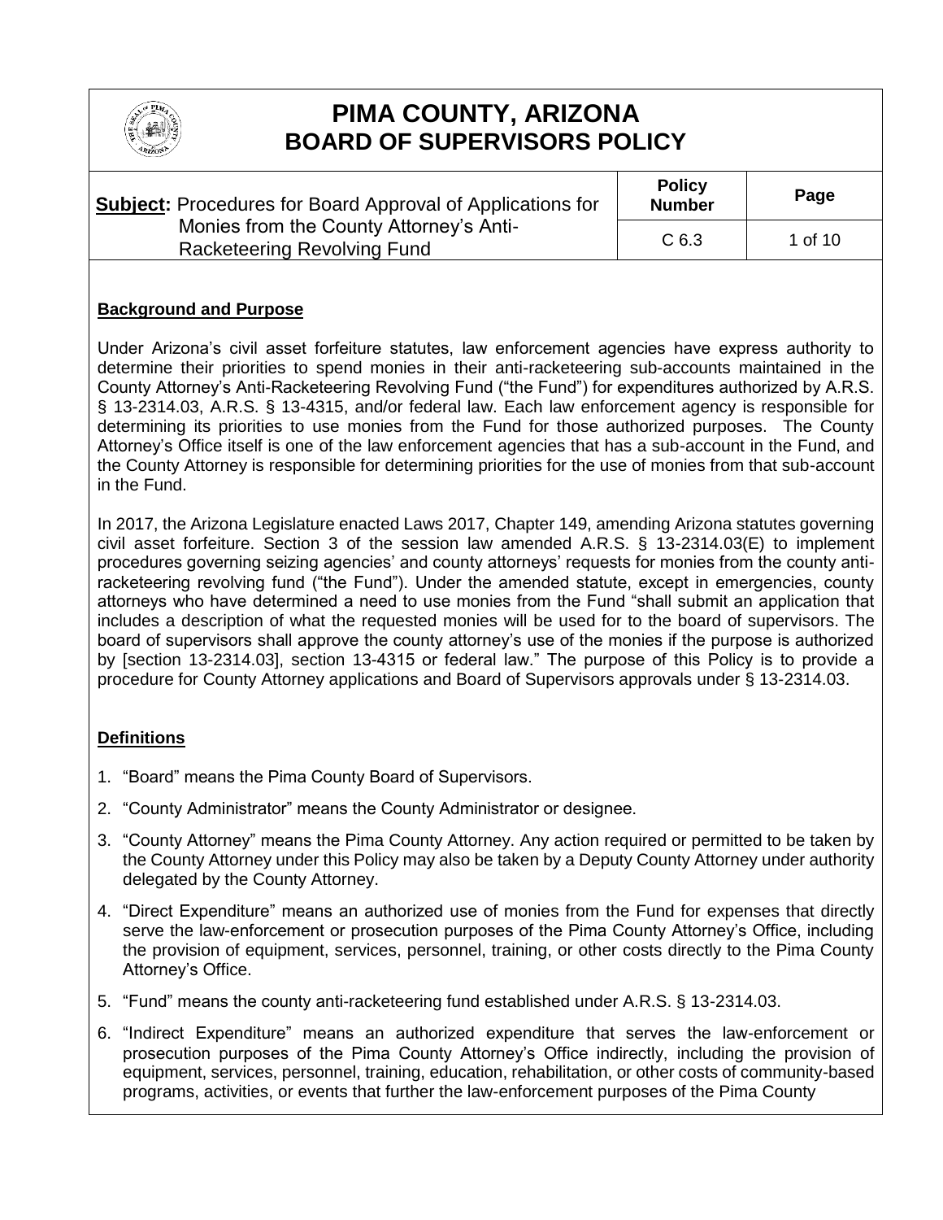# PIMA COUNTY, ARIZONA
# BOARD OF SUPERVISORS POLICY

| **Subject:** Procedures for Board Approval of Applications for Monies from the County Attorney's Anti-Racketeering Revolving Fund | **Policy Number** | **Page** |
|---|---|---|
| | C 6.3 | 1 of 10 |

## Background and Purpose

Under Arizona's civil asset forfeiture statutes, law enforcement agencies have express authority to determine their priorities to spend monies in their anti-racketeering sub-accounts maintained in the County Attorney's Anti-Racketeering Revolving Fund ("the Fund") for expenditures authorized by A.R.S. § 13-2314.03, A.R.S. § 13-4315, and/or federal law. Each law enforcement agency is responsible for determining its priorities to use monies from the Fund for those authorized purposes. The County Attorney's Office itself is one of the law enforcement agencies that has a sub-account in the Fund, and the County Attorney is responsible for determining priorities for the use of monies from that sub-account in the Fund.

In 2017, the Arizona Legislature enacted Laws 2017, Chapter 149, amending Arizona statutes governing civil asset forfeiture. Section 3 of the session law amended A.R.S. § 13-2314.03(E) to implement procedures governing seizing agencies' and county attorneys' requests for monies from the county anti-racketeering revolving fund ("the Fund"). Under the amended statute, except in emergencies, county attorneys who have determined a need to use monies from the Fund "shall submit an application that includes a description of what the requested monies will be used for to the board of supervisors. The board of supervisors shall approve the county attorney's use of the monies if the purpose is authorized by [section 13-2314.03], section 13-4315 or federal law." The purpose of this Policy is to provide a procedure for County Attorney applications and Board of Supervisors approvals under § 13-2314.03.

## Definitions

1. "Board" means the Pima County Board of Supervisors.
2. "County Administrator" means the County Administrator or designee.
3. "County Attorney" means the Pima County Attorney. Any action required or permitted to be taken by the County Attorney under this Policy may also be taken by a Deputy County Attorney under authority delegated by the County Attorney.
4. "Direct Expenditure" means an authorized use of monies from the Fund for expenses that directly serve the law-enforcement or prosecution purposes of the Pima County Attorney's Office, including the provision of equipment, services, personnel, training, or other costs directly to the Pima County Attorney's Office.
5. "Fund" means the county anti-racketeering fund established under A.R.S. § 13-2314.03.
6. "Indirect Expenditure" means an authorized expenditure that serves the law-enforcement or prosecution purposes of the Pima County Attorney's Office indirectly, including the provision of equipment, services, personnel, training, education, rehabilitation, or other costs of community-based programs, activities, or events that further the law-enforcement purposes of the Pima County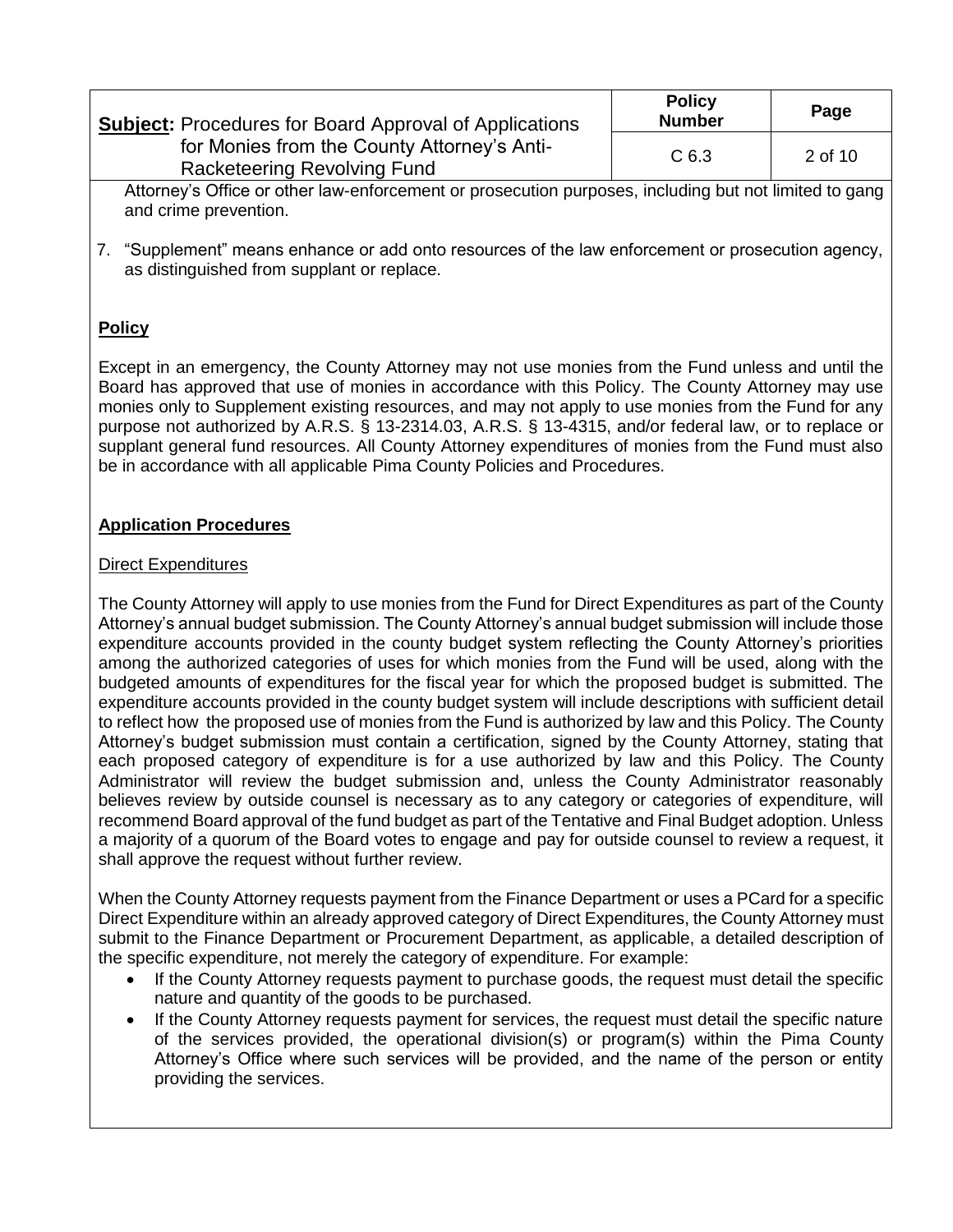Attorney's Office or other law-enforcement or prosecution purposes, including but not limited to gang and crime prevention.

7. "Supplement" means enhance or add onto resources of the law enforcement or prosecution agency, as distinguished from supplant or replace.

## Policy

Except in an emergency, the County Attorney may not use monies from the Fund unless and until the Board has approved that use of monies in accordance with this Policy. The County Attorney may use monies only to Supplement existing resources, and may not apply to use monies from the Fund for any purpose not authorized by A.R.S. § 13-2314.03, A.R.S. § 13-4315, and/or federal law, or to replace or supplant general fund resources. All County Attorney expenditures of monies from the Fund must also be in accordance with all applicable Pima County Policies and Procedures.

## Application Procedures

### Direct Expenditures

The County Attorney will apply to use monies from the Fund for Direct Expenditures as part of the County Attorney's annual budget submission. The County Attorney's annual budget submission will include those expenditure accounts provided in the county budget system reflecting the County Attorney's priorities among the authorized categories of uses for which monies from the Fund will be used, along with the budgeted amounts of expenditures for the fiscal year for which the proposed budget is submitted. The expenditure accounts provided in the county budget system will include descriptions with sufficient detail to reflect how the proposed use of monies from the Fund is authorized by law and this Policy. The County Attorney's budget submission must contain a certification, signed by the County Attorney, stating that each proposed category of expenditure is for a use authorized by law and this Policy. The County Administrator will review the budget submission and, unless the County Administrator reasonably believes review by outside counsel is necessary as to any category or categories of expenditure, will recommend Board approval of the fund budget as part of the Tentative and Final Budget adoption. Unless a majority of a quorum of the Board votes to engage and pay for outside counsel to review a request, it shall approve the request without further review.

When the County Attorney requests payment from the Finance Department or uses a PCard for a specific Direct Expenditure within an already approved category of Direct Expenditures, the County Attorney must submit to the Finance Department or Procurement Department, as applicable, a detailed description of the specific expenditure, not merely the category of expenditure. For example:

- If the County Attorney requests payment to purchase goods, the request must detail the specific nature and quantity of the goods to be purchased.
- If the County Attorney requests payment for services, the request must detail the specific nature of the services provided, the operational division(s) or program(s) within the Pima County Attorney's Office where such services will be provided, and the name of the person or entity providing the services.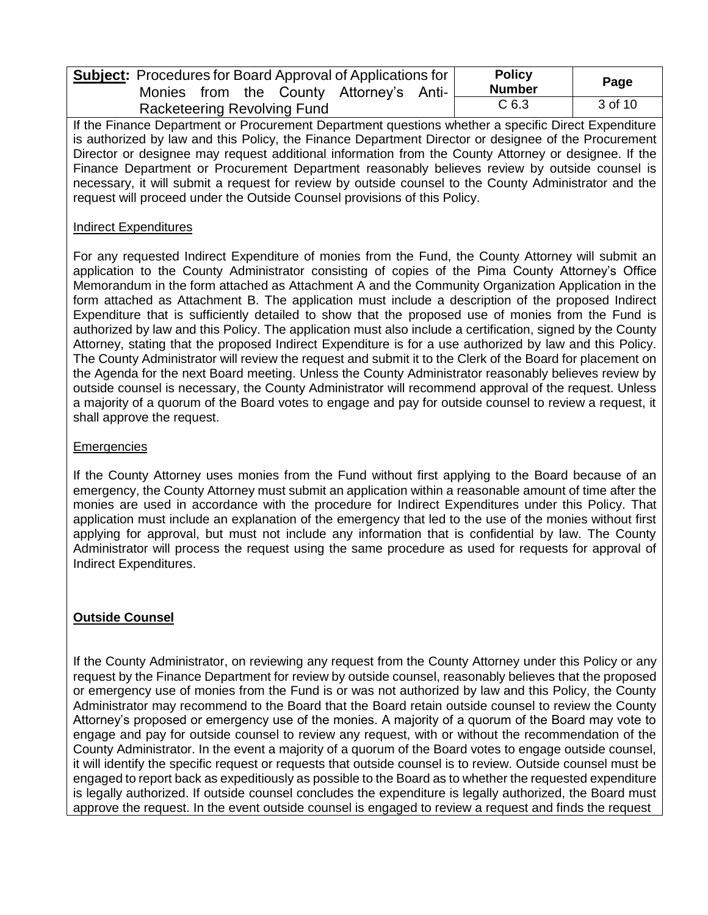If the Finance Department or Procurement Department questions whether a specific Direct Expenditure is authorized by law and this Policy, the Finance Department Director or designee of the Procurement Director or designee may request additional information from the County Attorney or designee. If the Finance Department or Procurement Department reasonably believes review by outside counsel is necessary, it will submit a request for review by outside counsel to the County Administrator and the request will proceed under the Outside Counsel provisions of this Policy.

Indirect Expenditures

For any requested Indirect Expenditure of monies from the Fund, the County Attorney will submit an application to the County Administrator consisting of copies of the Pima County Attorney's Office Memorandum in the form attached as Attachment A and the Community Organization Application in the form attached as Attachment B. The application must include a description of the proposed Indirect Expenditure that is sufficiently detailed to show that the proposed use of monies from the Fund is authorized by law and this Policy. The application must also include a certification, signed by the County Attorney, stating that the proposed Indirect Expenditure is for a use authorized by law and this Policy. The County Administrator will review the request and submit it to the Clerk of the Board for placement on the Agenda for the next Board meeting. Unless the County Administrator reasonably believes review by outside counsel is necessary, the County Administrator will recommend approval of the request. Unless a majority of a quorum of the Board votes to engage and pay for outside counsel to review a request, it shall approve the request.

Emergencies

If the County Attorney uses monies from the Fund without first applying to the Board because of an emergency, the County Attorney must submit an application within a reasonable amount of time after the monies are used in accordance with the procedure for Indirect Expenditures under this Policy. That application must include an explanation of the emergency that led to the use of the monies without first applying for approval, but must not include any information that is confidential by law. The County Administrator will process the request using the same procedure as used for requests for approval of Indirect Expenditures.

**Outside Counsel**

If the County Administrator, on reviewing any request from the County Attorney under this Policy or any request by the Finance Department for review by outside counsel, reasonably believes that the proposed or emergency use of monies from the Fund is or was not authorized by law and this Policy, the County Administrator may recommend to the Board that the Board retain outside counsel to review the County Attorney's proposed or emergency use of the monies. A majority of a quorum of the Board may vote to engage and pay for outside counsel to review any request, with or without the recommendation of the County Administrator. In the event a majority of a quorum of the Board votes to engage outside counsel, it will identify the specific request or requests that outside counsel is to review. Outside counsel must be engaged to report back as expeditiously as possible to the Board as to whether the requested expenditure is legally authorized. If outside counsel concludes the expenditure is legally authorized, the Board must approve the request. In the event outside counsel is engaged to review a request and finds the request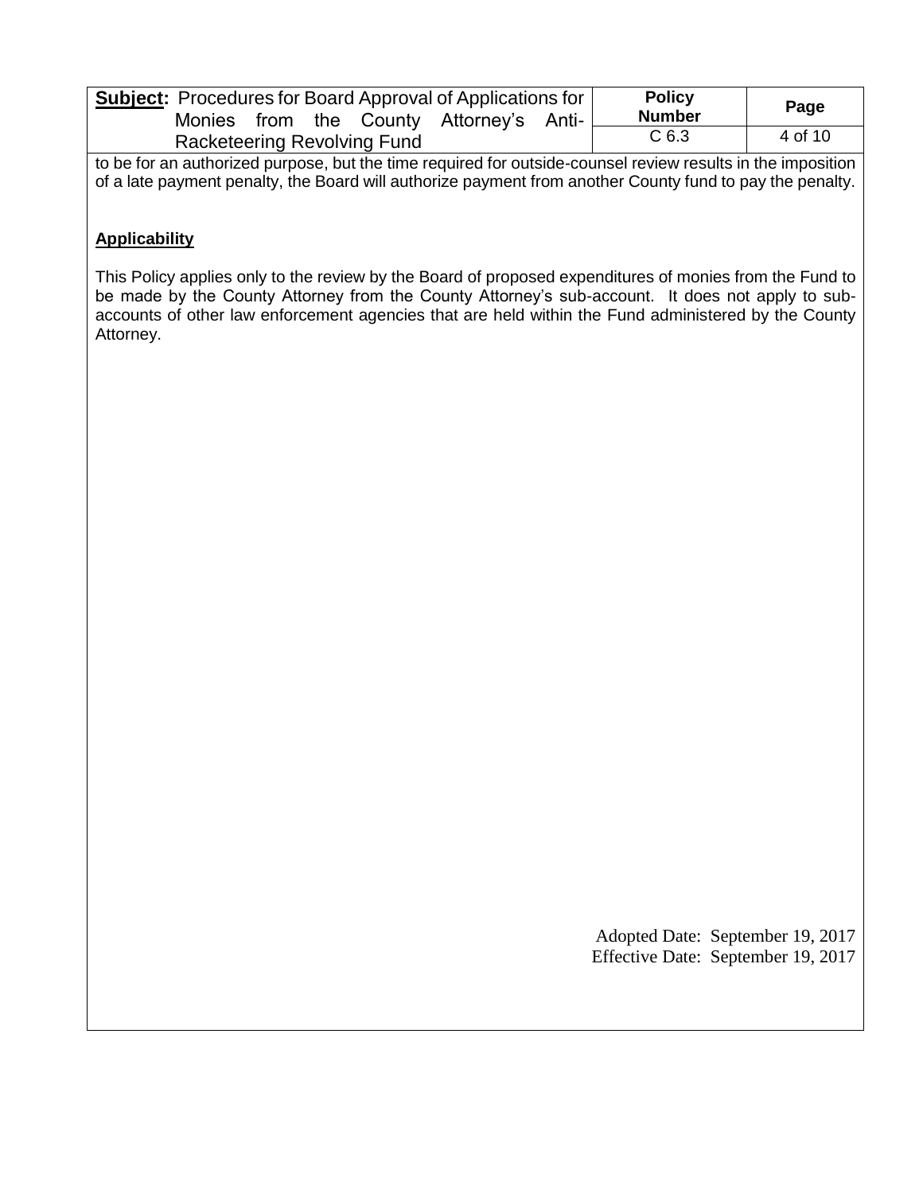to be for an authorized purpose, but the time required for outside-counsel review results in the imposition of a late payment penalty, the Board will authorize payment from another County fund to pay the penalty.

## Applicability

This Policy applies only to the review by the Board of proposed expenditures of monies from the Fund to be made by the County Attorney from the County Attorney's sub-account. It does not apply to sub-accounts of other law enforcement agencies that are held within the Fund administered by the County Attorney.

Adopted Date: September 19, 2017
Effective Date: September 19, 2017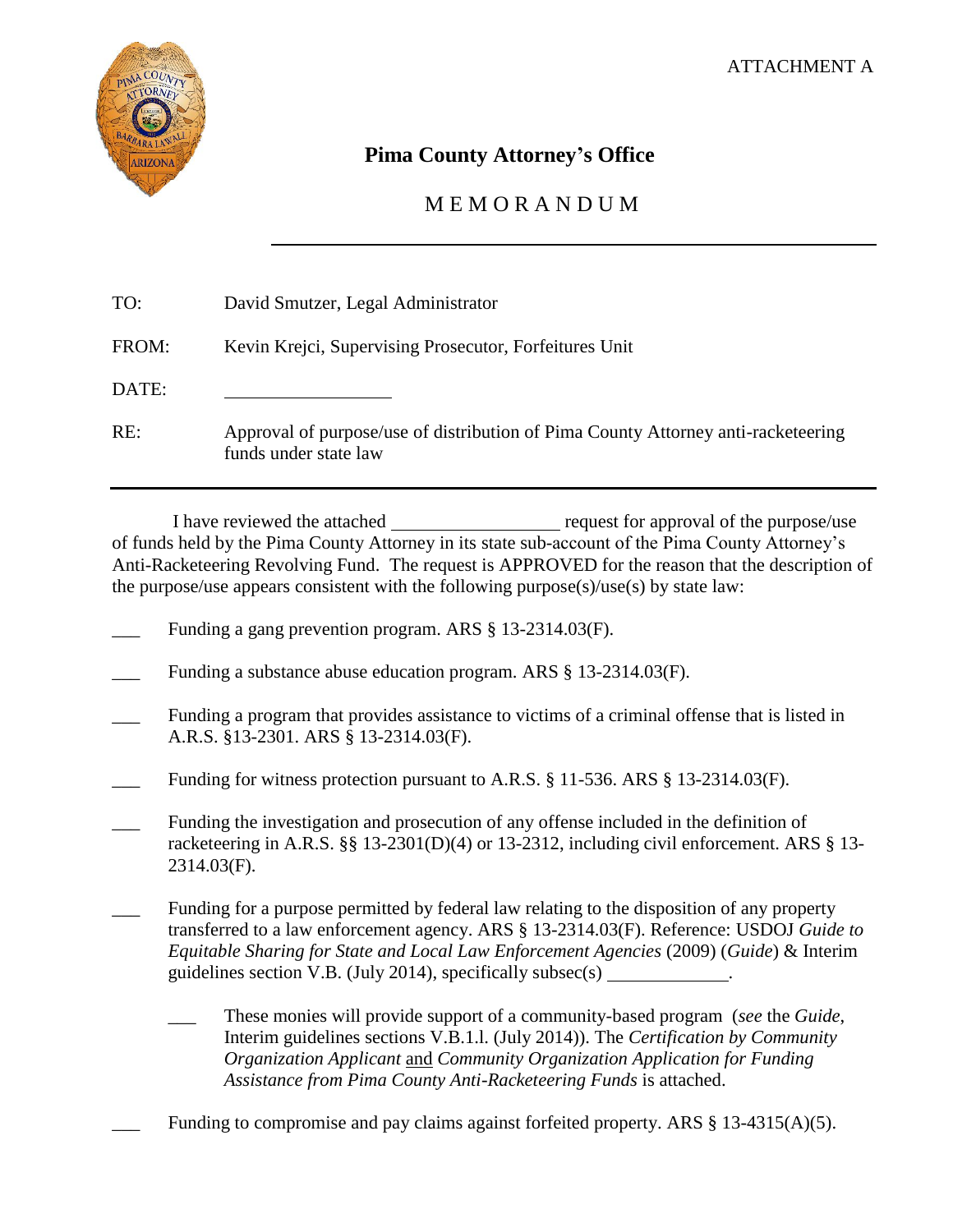ATTACHMENT A

# Pima County Attorney's Office

## M E M O R A N D U M

TO: David Smutzer, Legal Administrator

FROM: Kevin Krejci, Supervising Prosecutor, Forfeitures Unit

DATE: ________________

RE: Approval of purpose/use of distribution of Pima County Attorney anti-racketeering funds under state law

---

I have reviewed the attached ________________ request for approval of the purpose/use of funds held by the Pima County Attorney in its state sub-account of the Pima County Attorney's Anti-Racketeering Revolving Fund. The request is APPROVED for the reason that the description of the purpose/use appears consistent with the following purpose(s)/use(s) by state law:

___ Funding a gang prevention program. ARS § 13-2314.03(F).

___ Funding a substance abuse education program. ARS § 13-2314.03(F).

___ Funding a program that provides assistance to victims of a criminal offense that is listed in A.R.S. §13-2301. ARS § 13-2314.03(F).

___ Funding for witness protection pursuant to A.R.S. § 11-536. ARS § 13-2314.03(F).

___ Funding the investigation and prosecution of any offense included in the definition of racketeering in A.R.S. §§ 13-2301(D)(4) or 13-2312, including civil enforcement. ARS § 13-2314.03(F).

___ Funding for a purpose permitted by federal law relating to the disposition of any property transferred to a law enforcement agency. ARS § 13-2314.03(F). Reference: USDOJ *Guide to Equitable Sharing for State and Local Law Enforcement Agencies* (2009) (*Guide*) & Interim guidelines section V.B. (July 2014), specifically subsec(s) ____________.

 ___ These monies will provide support of a community-based program (*see* the *Guide*, Interim guidelines sections V.B.1.l. (July 2014)). The *Certification by Community Organization Applicant* and *Community Organization Application for Funding Assistance from Pima County Anti-Racketeering Funds* is attached.

___ Funding to compromise and pay claims against forfeited property. ARS § 13-4315(A)(5).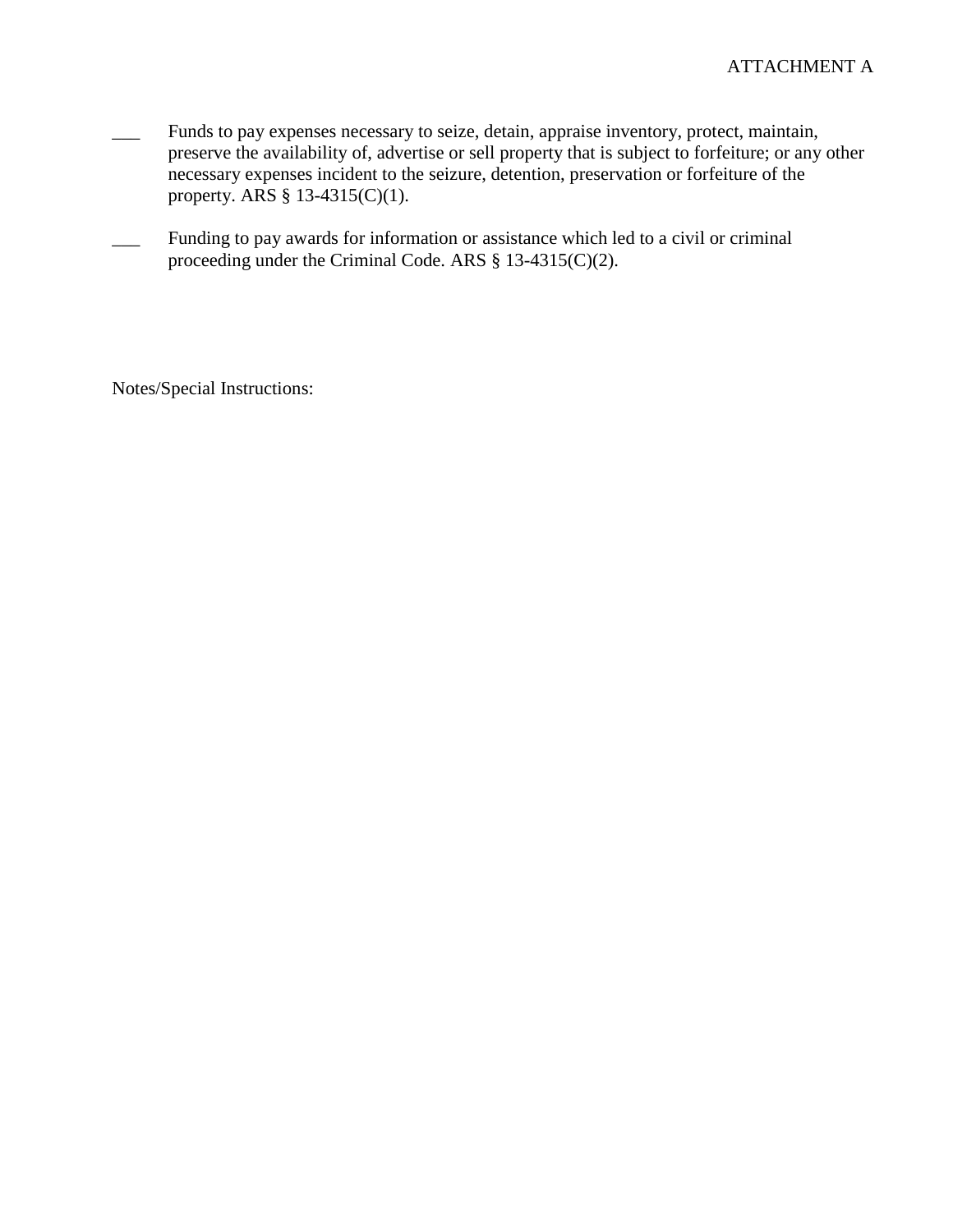ATTACHMENT A

___ Funds to pay expenses necessary to seize, detain, appraise inventory, protect, maintain, preserve the availability of, advertise or sell property that is subject to forfeiture; or any other necessary expenses incident to the seizure, detention, preservation or forfeiture of the property. ARS § 13-4315(C)(1).

___ Funding to pay awards for information or assistance which led to a civil or criminal proceeding under the Criminal Code. ARS § 13-4315(C)(2).

Notes/Special Instructions: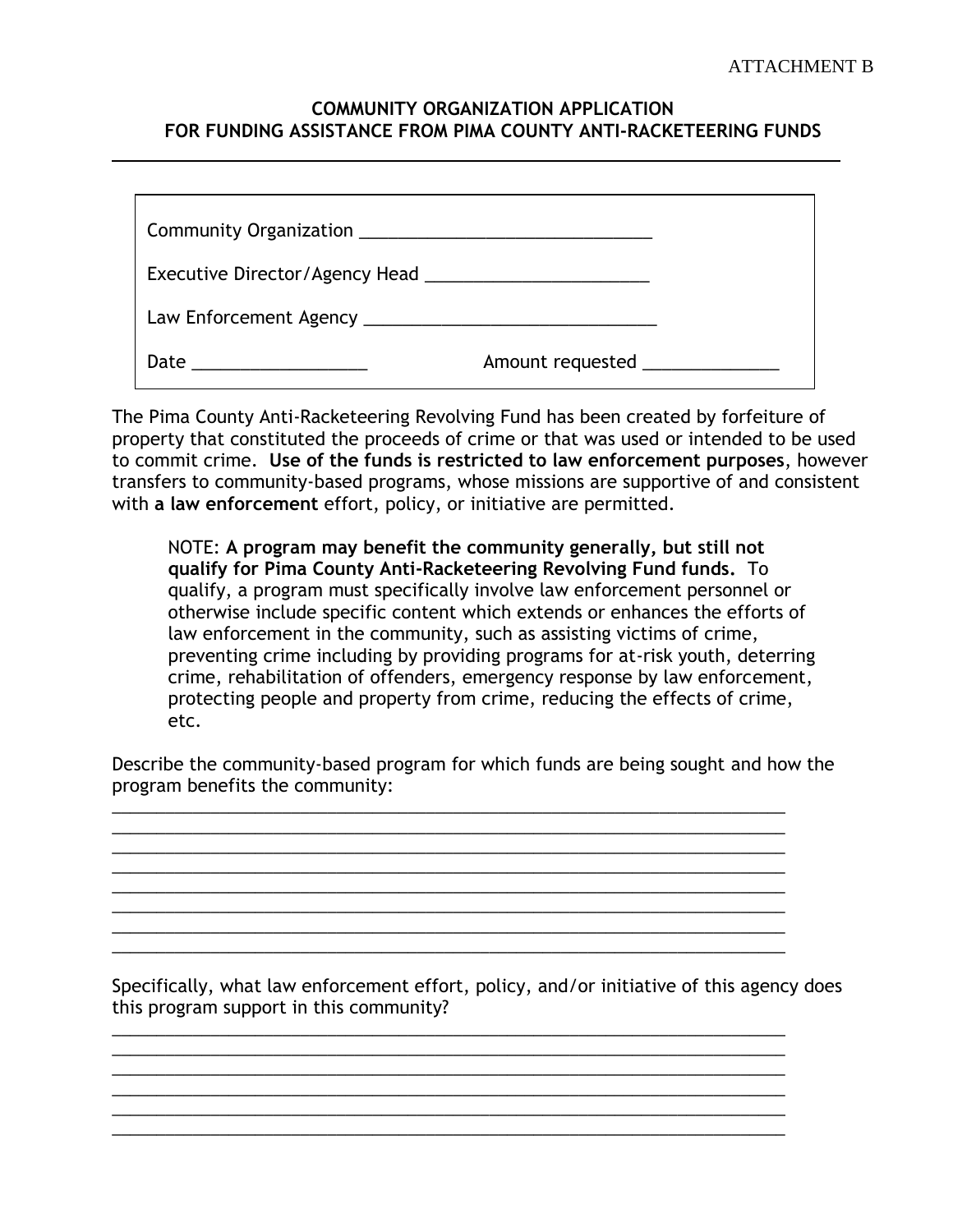ATTACHMENT B

## COMMUNITY ORGANIZATION APPLICATION
## FOR FUNDING ASSISTANCE FROM PIMA COUNTY ANTI-RACKETEERING FUNDS

Community Organization _______________________________

Executive Director/Agency Head ________________________

Law Enforcement Agency _______________________________

Date ___________________ Amount requested _______________

The Pima County Anti-Racketeering Revolving Fund has been created by forfeiture of property that constituted the proceeds of crime or that was used or intended to be used to commit crime. **Use of the funds is restricted to law enforcement purposes**, however transfers to community-based programs, whose missions are supportive of and consistent with **a law enforcement** effort, policy, or initiative are permitted.

> NOTE: **A program may benefit the community generally, but still not qualify for Pima County Anti-Racketeering Revolving Fund funds.** To qualify, a program must specifically involve law enforcement personnel or otherwise include specific content which extends or enhances the efforts of law enforcement in the community, such as assisting victims of crime, preventing crime including by providing programs for at-risk youth, deterring crime, rehabilitation of offenders, emergency response by law enforcement, protecting people and property from crime, reducing the effects of crime, etc.

Describe the community-based program for which funds are being sought and how the program benefits the community:

_________________________________________________________________________
_________________________________________________________________________
_________________________________________________________________________
_________________________________________________________________________
_________________________________________________________________________
_________________________________________________________________________
_________________________________________________________________________
_________________________________________________________________________

Specifically, what law enforcement effort, policy, and/or initiative of this agency does this program support in this community?

_________________________________________________________________________
_________________________________________________________________________
_________________________________________________________________________
_________________________________________________________________________
_________________________________________________________________________
_________________________________________________________________________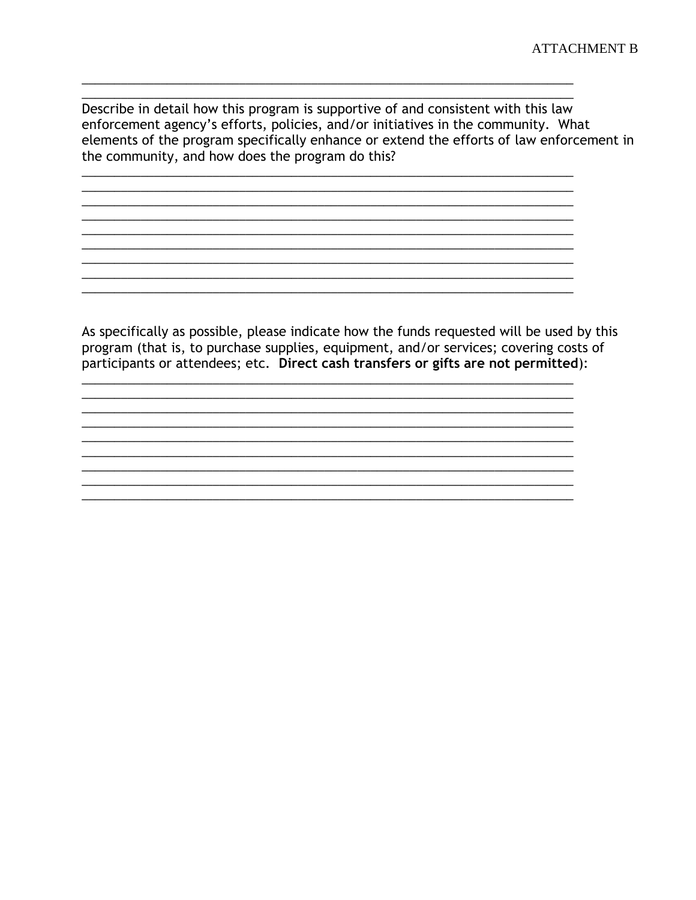ATTACHMENT B

\_\_\_\_\_\_\_\_\_\_\_\_\_\_\_\_\_\_\_\_\_\_\_\_\_\_\_\_\_\_\_\_\_\_\_\_\_\_\_\_\_\_\_\_\_\_\_\_\_\_\_\_\_\_\_\_\_\_\_\_\_\_\_\_\_\_\_\_\_\_
\_\_\_\_\_\_\_\_\_\_\_\_\_\_\_\_\_\_\_\_\_\_\_\_\_\_\_\_\_\_\_\_\_\_\_\_\_\_\_\_\_\_\_\_\_\_\_\_\_\_\_\_\_\_\_\_\_\_\_\_\_\_\_\_\_\_\_\_\_\_

Describe in detail how this program is supportive of and consistent with this law enforcement agency's efforts, policies, and/or initiatives in the community. What elements of the program specifically enhance or extend the efforts of law enforcement in the community, and how does the program do this?

\_\_\_\_\_\_\_\_\_\_\_\_\_\_\_\_\_\_\_\_\_\_\_\_\_\_\_\_\_\_\_\_\_\_\_\_\_\_\_\_\_\_\_\_\_\_\_\_\_\_\_\_\_\_\_\_\_\_\_\_\_\_\_\_\_\_\_\_\_\_
\_\_\_\_\_\_\_\_\_\_\_\_\_\_\_\_\_\_\_\_\_\_\_\_\_\_\_\_\_\_\_\_\_\_\_\_\_\_\_\_\_\_\_\_\_\_\_\_\_\_\_\_\_\_\_\_\_\_\_\_\_\_\_\_\_\_\_\_\_\_
\_\_\_\_\_\_\_\_\_\_\_\_\_\_\_\_\_\_\_\_\_\_\_\_\_\_\_\_\_\_\_\_\_\_\_\_\_\_\_\_\_\_\_\_\_\_\_\_\_\_\_\_\_\_\_\_\_\_\_\_\_\_\_\_\_\_\_\_\_\_
\_\_\_\_\_\_\_\_\_\_\_\_\_\_\_\_\_\_\_\_\_\_\_\_\_\_\_\_\_\_\_\_\_\_\_\_\_\_\_\_\_\_\_\_\_\_\_\_\_\_\_\_\_\_\_\_\_\_\_\_\_\_\_\_\_\_\_\_\_\_
\_\_\_\_\_\_\_\_\_\_\_\_\_\_\_\_\_\_\_\_\_\_\_\_\_\_\_\_\_\_\_\_\_\_\_\_\_\_\_\_\_\_\_\_\_\_\_\_\_\_\_\_\_\_\_\_\_\_\_\_\_\_\_\_\_\_\_\_\_\_
\_\_\_\_\_\_\_\_\_\_\_\_\_\_\_\_\_\_\_\_\_\_\_\_\_\_\_\_\_\_\_\_\_\_\_\_\_\_\_\_\_\_\_\_\_\_\_\_\_\_\_\_\_\_\_\_\_\_\_\_\_\_\_\_\_\_\_\_\_\_
\_\_\_\_\_\_\_\_\_\_\_\_\_\_\_\_\_\_\_\_\_\_\_\_\_\_\_\_\_\_\_\_\_\_\_\_\_\_\_\_\_\_\_\_\_\_\_\_\_\_\_\_\_\_\_\_\_\_\_\_\_\_\_\_\_\_\_\_\_\_
\_\_\_\_\_\_\_\_\_\_\_\_\_\_\_\_\_\_\_\_\_\_\_\_\_\_\_\_\_\_\_\_\_\_\_\_\_\_\_\_\_\_\_\_\_\_\_\_\_\_\_\_\_\_\_\_\_\_\_\_\_\_\_\_\_\_\_\_\_\_
\_\_\_\_\_\_\_\_\_\_\_\_\_\_\_\_\_\_\_\_\_\_\_\_\_\_\_\_\_\_\_\_\_\_\_\_\_\_\_\_\_\_\_\_\_\_\_\_\_\_\_\_\_\_\_\_\_\_\_\_\_\_\_\_\_\_\_\_\_\_

As specifically as possible, please indicate how the funds requested will be used by this program (that is, to purchase supplies, equipment, and/or services; covering costs of participants or attendees; etc. **Direct cash transfers or gifts are not permitted**):

\_\_\_\_\_\_\_\_\_\_\_\_\_\_\_\_\_\_\_\_\_\_\_\_\_\_\_\_\_\_\_\_\_\_\_\_\_\_\_\_\_\_\_\_\_\_\_\_\_\_\_\_\_\_\_\_\_\_\_\_\_\_\_\_\_\_\_\_\_\_
\_\_\_\_\_\_\_\_\_\_\_\_\_\_\_\_\_\_\_\_\_\_\_\_\_\_\_\_\_\_\_\_\_\_\_\_\_\_\_\_\_\_\_\_\_\_\_\_\_\_\_\_\_\_\_\_\_\_\_\_\_\_\_\_\_\_\_\_\_\_
\_\_\_\_\_\_\_\_\_\_\_\_\_\_\_\_\_\_\_\_\_\_\_\_\_\_\_\_\_\_\_\_\_\_\_\_\_\_\_\_\_\_\_\_\_\_\_\_\_\_\_\_\_\_\_\_\_\_\_\_\_\_\_\_\_\_\_\_\_\_
\_\_\_\_\_\_\_\_\_\_\_\_\_\_\_\_\_\_\_\_\_\_\_\_\_\_\_\_\_\_\_\_\_\_\_\_\_\_\_\_\_\_\_\_\_\_\_\_\_\_\_\_\_\_\_\_\_\_\_\_\_\_\_\_\_\_\_\_\_\_
\_\_\_\_\_\_\_\_\_\_\_\_\_\_\_\_\_\_\_\_\_\_\_\_\_\_\_\_\_\_\_\_\_\_\_\_\_\_\_\_\_\_\_\_\_\_\_\_\_\_\_\_\_\_\_\_\_\_\_\_\_\_\_\_\_\_\_\_\_\_
\_\_\_\_\_\_\_\_\_\_\_\_\_\_\_\_\_\_\_\_\_\_\_\_\_\_\_\_\_\_\_\_\_\_\_\_\_\_\_\_\_\_\_\_\_\_\_\_\_\_\_\_\_\_\_\_\_\_\_\_\_\_\_\_\_\_\_\_\_\_
\_\_\_\_\_\_\_\_\_\_\_\_\_\_\_\_\_\_\_\_\_\_\_\_\_\_\_\_\_\_\_\_\_\_\_\_\_\_\_\_\_\_\_\_\_\_\_\_\_\_\_\_\_\_\_\_\_\_\_\_\_\_\_\_\_\_\_\_\_\_
\_\_\_\_\_\_\_\_\_\_\_\_\_\_\_\_\_\_\_\_\_\_\_\_\_\_\_\_\_\_\_\_\_\_\_\_\_\_\_\_\_\_\_\_\_\_\_\_\_\_\_\_\_\_\_\_\_\_\_\_\_\_\_\_\_\_\_\_\_\_
\_\_\_\_\_\_\_\_\_\_\_\_\_\_\_\_\_\_\_\_\_\_\_\_\_\_\_\_\_\_\_\_\_\_\_\_\_\_\_\_\_\_\_\_\_\_\_\_\_\_\_\_\_\_\_\_\_\_\_\_\_\_\_\_\_\_\_\_\_\_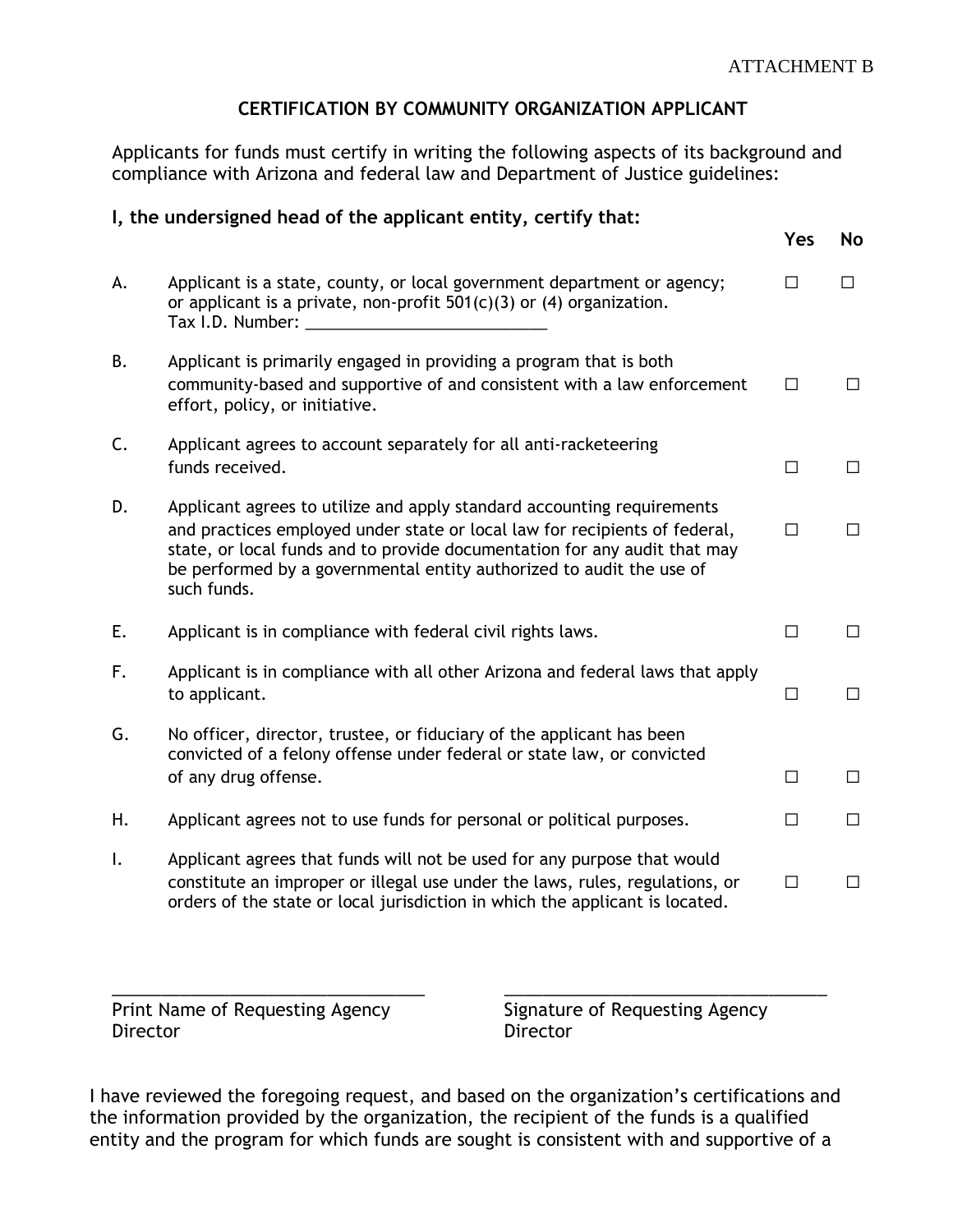ATTACHMENT B

## CERTIFICATION BY COMMUNITY ORGANIZATION APPLICANT

Applicants for funds must certify in writing the following aspects of its background and compliance with Arizona and federal law and Department of Justice guidelines:

**I, the undersigned head of the applicant entity, certify that:**

| | | Yes | No |
|---|---|---|---|
| A. | Applicant is a state, county, or local government department or agency; or applicant is a private, non-profit 501(c)(3) or (4) organization. Tax I.D. Number: ___________________________ | ☐ | ☐ |
| B. | Applicant is primarily engaged in providing a program that is both community-based and supportive of and consistent with a law enforcement effort, policy, or initiative. | ☐ | ☐ |
| C. | Applicant agrees to account separately for all anti-racketeering funds received. | ☐ | ☐ |
| D. | Applicant agrees to utilize and apply standard accounting requirements and practices employed under state or local law for recipients of federal, state, or local funds and to provide documentation for any audit that may be performed by a governmental entity authorized to audit the use of such funds. | ☐ | ☐ |
| E. | Applicant is in compliance with federal civil rights laws. | ☐ | ☐ |
| F. | Applicant is in compliance with all other Arizona and federal laws that apply to applicant. | ☐ | ☐ |
| G. | No officer, director, trustee, or fiduciary of the applicant has been convicted of a felony offense under federal or state law, or convicted of any drug offense. | ☐ | ☐ |
| H. | Applicant agrees not to use funds for personal or political purposes. | ☐ | ☐ |
| I. | Applicant agrees that funds will not be used for any purpose that would constitute an improper or illegal use under the laws, rules, regulations, or orders of the state or local jurisdiction in which the applicant is located. | ☐ | ☐ |

___________________________________ ___________________________________

Print Name of Requesting Agency Director     Signature of Requesting Agency Director

I have reviewed the foregoing request, and based on the organization's certifications and the information provided by the organization, the recipient of the funds is a qualified entity and the program for which funds are sought is consistent with and supportive of a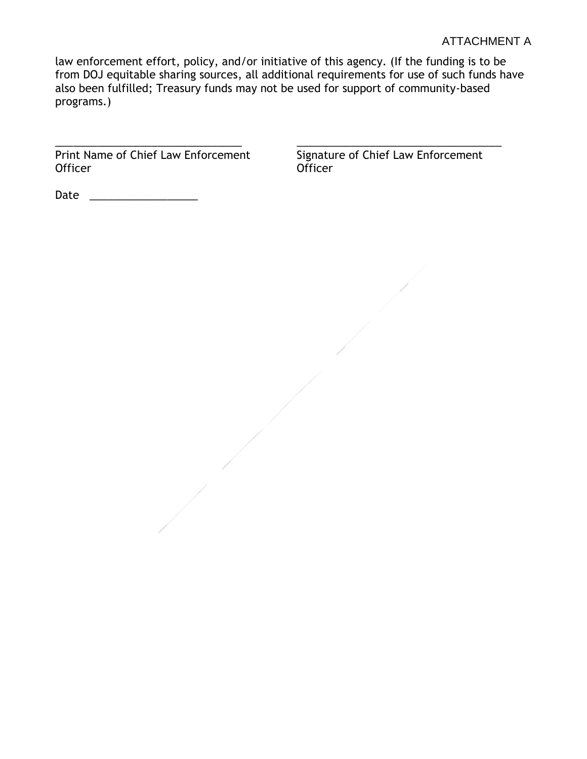ATTACHMENT A

law enforcement effort, policy, and/or initiative of this agency. (If the funding is to be from DOJ equitable sharing sources, all additional requirements for use of such funds have also been fulfilled; Treasury funds may not be used for support of community-based programs.)

| | |
|---|---|
| ________________________________ | ___________________________________ |
| Print Name of Chief Law Enforcement Officer | Signature of Chief Law Enforcement Officer |

Date __________________